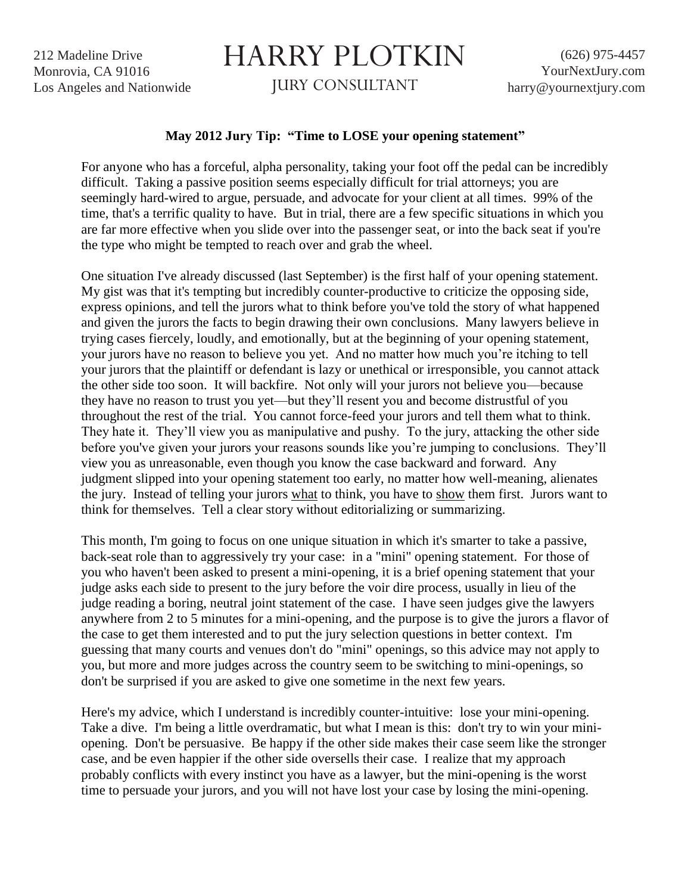212 Madeline Drive
Monrovia, CA 91016
Los Angeles and Nationwide

# HARRY PLOTKIN

JURY CONSULTANT

(626) 975-4457
YourNextJury.com
harry@yournextjury.com

**May 2012 Jury Tip: "Time to LOSE your opening statement"**

For anyone who has a forceful, alpha personality, taking your foot off the pedal can be incredibly difficult. Taking a passive position seems especially difficult for trial attorneys; you are seemingly hard-wired to argue, persuade, and advocate for your client at all times. 99% of the time, that's a terrific quality to have. But in trial, there are a few specific situations in which you are far more effective when you slide over into the passenger seat, or into the back seat if you're the type who might be tempted to reach over and grab the wheel.

One situation I've already discussed (last September) is the first half of your opening statement. My gist was that it's tempting but incredibly counter-productive to criticize the opposing side, express opinions, and tell the jurors what to think before you've told the story of what happened and given the jurors the facts to begin drawing their own conclusions. Many lawyers believe in trying cases fiercely, loudly, and emotionally, but at the beginning of your opening statement, your jurors have no reason to believe you yet. And no matter how much you're itching to tell your jurors that the plaintiff or defendant is lazy or unethical or irresponsible, you cannot attack the other side too soon. It will backfire. Not only will your jurors not believe you—because they have no reason to trust you yet—but they'll resent you and become distrustful of you throughout the rest of the trial. You cannot force-feed your jurors and tell them what to think. They hate it. They'll view you as manipulative and pushy. To the jury, attacking the other side before you've given your jurors your reasons sounds like you're jumping to conclusions. They'll view you as unreasonable, even though you know the case backward and forward. Any judgment slipped into your opening statement too early, no matter how well-meaning, alienates the jury. Instead of telling your jurors what to think, you have to show them first. Jurors want to think for themselves. Tell a clear story without editorializing or summarizing.

This month, I'm going to focus on one unique situation in which it's smarter to take a passive, back-seat role than to aggressively try your case: in a "mini" opening statement. For those of you who haven't been asked to present a mini-opening, it is a brief opening statement that your judge asks each side to present to the jury before the voir dire process, usually in lieu of the judge reading a boring, neutral joint statement of the case. I have seen judges give the lawyers anywhere from 2 to 5 minutes for a mini-opening, and the purpose is to give the jurors a flavor of the case to get them interested and to put the jury selection questions in better context. I'm guessing that many courts and venues don't do "mini" openings, so this advice may not apply to you, but more and more judges across the country seem to be switching to mini-openings, so don't be surprised if you are asked to give one sometime in the next few years.

Here's my advice, which I understand is incredibly counter-intuitive: lose your mini-opening. Take a dive. I'm being a little overdramatic, but what I mean is this: don't try to win your mini-opening. Don't be persuasive. Be happy if the other side makes their case seem like the stronger case, and be even happier if the other side oversells their case. I realize that my approach probably conflicts with every instinct you have as a lawyer, but the mini-opening is the worst time to persuade your jurors, and you will not have lost your case by losing the mini-opening.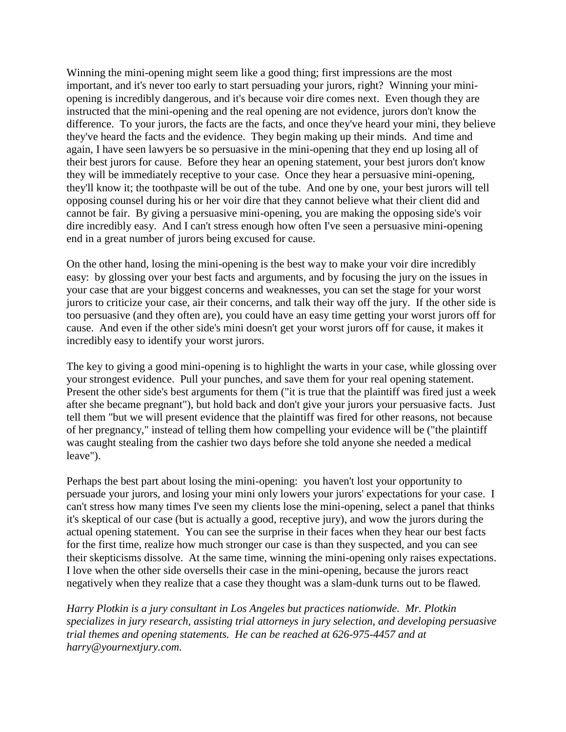Winning the mini-opening might seem like a good thing; first impressions are the most important, and it's never too early to start persuading your jurors, right? Winning your mini-opening is incredibly dangerous, and it's because voir dire comes next. Even though they are instructed that the mini-opening and the real opening are not evidence, jurors don't know the difference. To your jurors, the facts are the facts, and once they've heard your mini, they believe they've heard the facts and the evidence. They begin making up their minds. And time and again, I have seen lawyers be so persuasive in the mini-opening that they end up losing all of their best jurors for cause. Before they hear an opening statement, your best jurors don't know they will be immediately receptive to your case. Once they hear a persuasive mini-opening, they'll know it; the toothpaste will be out of the tube. And one by one, your best jurors will tell opposing counsel during his or her voir dire that they cannot believe what their client did and cannot be fair. By giving a persuasive mini-opening, you are making the opposing side's voir dire incredibly easy. And I can't stress enough how often I've seen a persuasive mini-opening end in a great number of jurors being excused for cause.

On the other hand, losing the mini-opening is the best way to make your voir dire incredibly easy: by glossing over your best facts and arguments, and by focusing the jury on the issues in your case that are your biggest concerns and weaknesses, you can set the stage for your worst jurors to criticize your case, air their concerns, and talk their way off the jury. If the other side is too persuasive (and they often are), you could have an easy time getting your worst jurors off for cause. And even if the other side's mini doesn't get your worst jurors off for cause, it makes it incredibly easy to identify your worst jurors.

The key to giving a good mini-opening is to highlight the warts in your case, while glossing over your strongest evidence. Pull your punches, and save them for your real opening statement. Present the other side's best arguments for them ("it is true that the plaintiff was fired just a week after she became pregnant"), but hold back and don't give your jurors your persuasive facts. Just tell them "but we will present evidence that the plaintiff was fired for other reasons, not because of her pregnancy," instead of telling them how compelling your evidence will be ("the plaintiff was caught stealing from the cashier two days before she told anyone she needed a medical leave").

Perhaps the best part about losing the mini-opening: you haven't lost your opportunity to persuade your jurors, and losing your mini only lowers your jurors' expectations for your case. I can't stress how many times I've seen my clients lose the mini-opening, select a panel that thinks it's skeptical of our case (but is actually a good, receptive jury), and wow the jurors during the actual opening statement. You can see the surprise in their faces when they hear our best facts for the first time, realize how much stronger our case is than they suspected, and you can see their skepticisms dissolve. At the same time, winning the mini-opening only raises expectations. I love when the other side oversells their case in the mini-opening, because the jurors react negatively when they realize that a case they thought was a slam-dunk turns out to be flawed.

*Harry Plotkin is a jury consultant in Los Angeles but practices nationwide. Mr. Plotkin specializes in jury research, assisting trial attorneys in jury selection, and developing persuasive trial themes and opening statements. He can be reached at 626-975-4457 and at harry@yournextjury.com.*